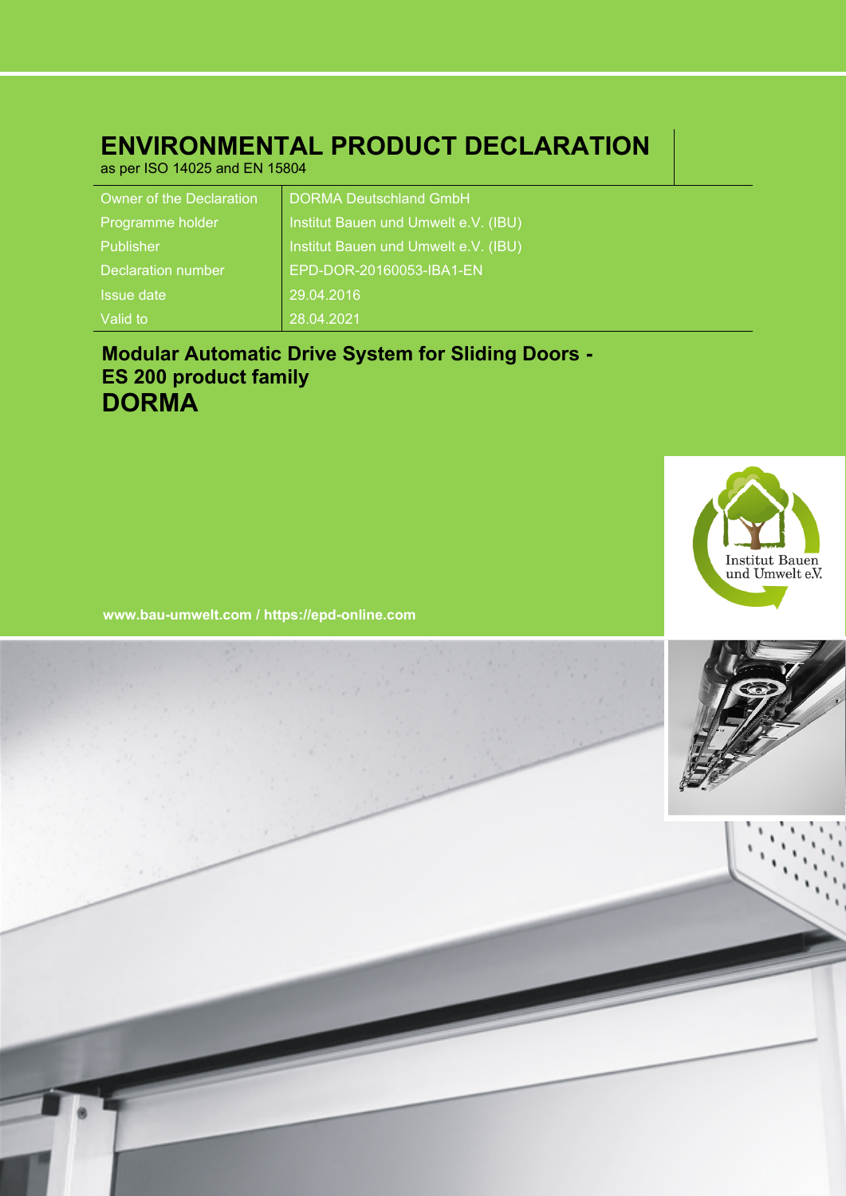# ENVIRONMENTAL PRODUCT DECLARATION

as per ISO 14025 and EN 15804

| | |
|---|---|
| Owner of the Declaration | DORMA Deutschland GmbH |
| Programme holder | Institut Bauen und Umwelt e.V. (IBU) |
| Publisher | Institut Bauen und Umwelt e.V. (IBU) |
| Declaration number | EPD-DOR-20160053-IBA1-EN |
| Issue date | 29.04.2016 |
| Valid to | 28.04.2021 |

## Modular Automatic Drive System for Sliding Doors - ES 200 product family

## DORMA

Institut Bauen und Umwelt e.V.

www.bau-umwelt.com / https://epd-online.com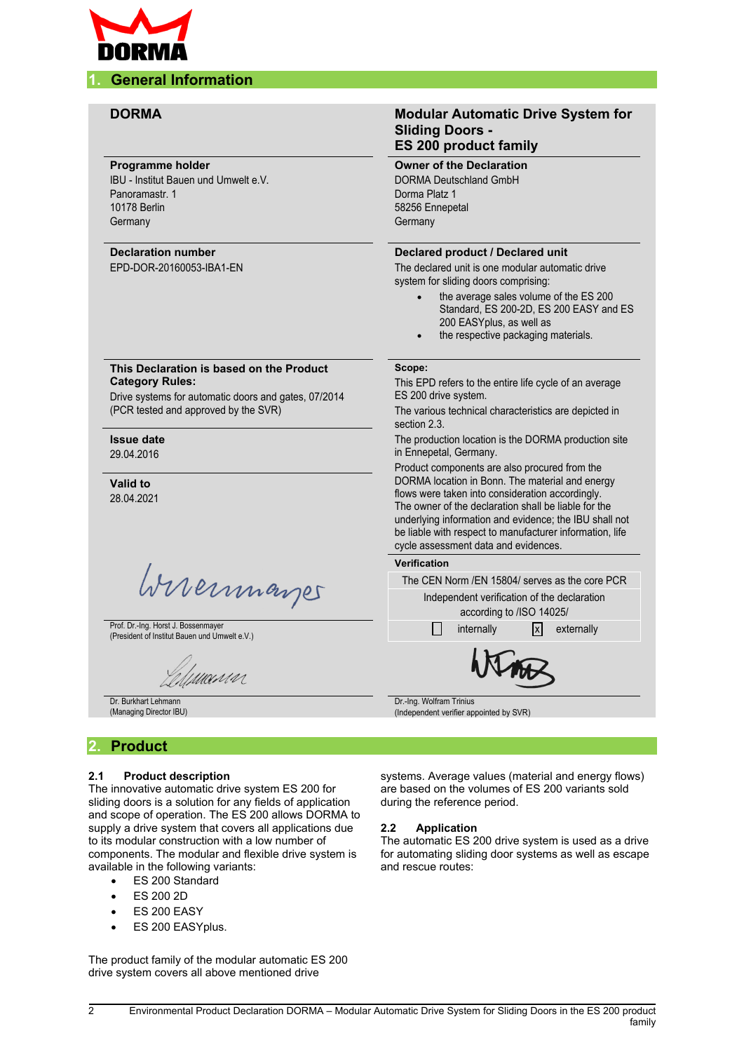## 1. General Information

**DORMA**

**Modular Automatic Drive System for Sliding Doors - ES 200 product family**

**Programme holder**
IBU - Institut Bauen und Umwelt e.V.
Panoramastr. 1
10178 Berlin
Germany

**Owner of the Declaration**
DORMA Deutschland GmbH
Dorma Platz 1
58256 Ennepetal
Germany

**Declaration number**
EPD-DOR-20160053-IBA1-EN

**Declared product / Declared unit**
The declared unit is one modular automatic drive system for sliding doors comprising:

- the average sales volume of the ES 200 Standard, ES 200-2D, ES 200 EASY and ES 200 EASYplus, as well as
- the respective packaging materials.

**This Declaration is based on the Product Category Rules:**
Drive systems for automatic doors and gates, 07/2014
(PCR tested and approved by the SVR)

**Scope:**
This EPD refers to the entire life cycle of an average ES 200 drive system.
The various technical characteristics are depicted in section 2.3.
The production location is the DORMA production site in Ennepetal, Germany.
Product components are also procured from the DORMA location in Bonn. The material and energy flows were taken into consideration accordingly.
The owner of the declaration shall be liable for the underlying information and evidence; the IBU shall not be liable with respect to manufacturer information, life cycle assessment data and evidences.

**Issue date**
29.04.2016

**Valid to**
28.04.2021

**Verification**

The CEN Norm /EN 15804/ serves as the core PCR

Independent verification of the declaration according to /ISO 14025/

☐ internally ☒ externally

Prof. Dr.-Ing. Horst J. Bossenmayer
(President of Institut Bauen und Umwelt e.V.)

Dr. Burkhart Lehmann
(Managing Director IBU)

Dr.-Ing. Wolfram Trinius
(Independent verifier appointed by SVR)

## 2. Product

### 2.1 Product description

The innovative automatic drive system ES 200 for sliding doors is a solution for any fields of application and scope of operation. The ES 200 allows DORMA to supply a drive system that covers all applications due to its modular construction with a low number of components. The modular and flexible drive system is available in the following variants:

- ES 200 Standard
- ES 200 2D
- ES 200 EASY
- ES 200 EASYplus.

The product family of the modular automatic ES 200 drive system covers all above mentioned drive systems. Average values (material and energy flows) are based on the volumes of ES 200 variants sold during the reference period.

### 2.2 Application

The automatic ES 200 drive system is used as a drive for automating sliding door systems as well as escape and rescue routes: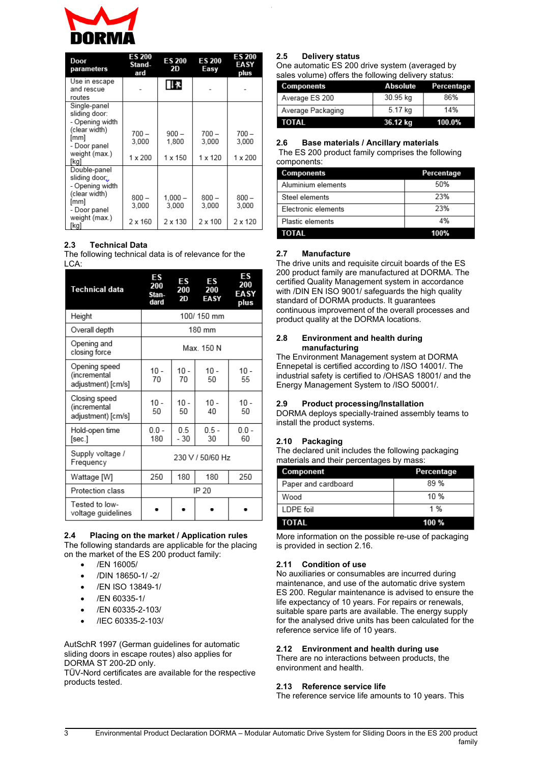| Door parameters | ES 200 Standard | ES 200 2D | ES 200 Easy | ES 200 EASY plus |
|---|---|---|---|---|
| Use in escape and rescue routes | - | | - | - |
| Single-panel sliding door: - Opening width (clear width) [mm] - Door panel weight (max.) [kg] | 700 – 3,000<br>1 x 200 | 900 – 1,800<br>1 x 150 | 700 – 3,000<br>1 x 120 | 700 – 3,000<br>1 x 200 |
| Double-panel sliding door: - Opening width (clear width) [mm] - Door panel weight (max.) [kg] | 800 – 3,000<br>2 x 160 | 1,000 – 3,000<br>2 x 130 | 800 – 3,000<br>2 x 100 | 800 – 3,000<br>2 x 120 |

## 2.3 Technical Data

The following technical data is of relevance for the LCA:

| Technical data | ES 200 Standard | ES 200 2D | ES 200 EASY | ES 200 EASY plus |
|---|---|---|---|---|
| Height | 100/ 150 mm | | | |
| Overall depth | 180 mm | | | |
| Opening and closing force | Max. 150 N | | | |
| Opening speed (incremental adjustment) [cm/s] | 10 - 70 | 10 - 70 | 10 - 50 | 10 - 55 |
| Closing speed (incremental adjustment) [cm/s] | 10 - 50 | 10 - 50 | 10 - 40 | 10 - 50 |
| Hold-open time [sec.] | 0.0 - 180 | 0.5 - 30 | 0.5 - 30 | 0.0 - 60 |
| Supply voltage / Frequency | 230 V / 50/60 Hz | | | |
| Wattage [W] | 250 | 180 | 180 | 250 |
| Protection class | IP 20 | | | |
| Tested to low-voltage guidelines | • | • | • | • |

## 2.4 Placing on the market / Application rules

The following standards are applicable for the placing on the market of the ES 200 product family:

- /EN 16005/
- /DIN 18650-1/ -2/
- /EN ISO 13849-1/
- /EN 60335-1/
- /EN 60335-2-103/
- /IEC 60335-2-103/

AutSchR 1997 (German guidelines for automatic sliding doors in escape routes) also applies for DORMA ST 200-2D only.
TÜV-Nord certificates are available for the respective products tested.

## 2.5 Delivery status

One automatic ES 200 drive system (averaged by sales volume) offers the following delivery status:

| Components | Absolute | Percentage |
|---|---|---|
| Average ES 200 | 30.95 kg | 86% |
| Average Packaging | 5.17 kg | 14% |
| **TOTAL** | **36.12 kg** | **100.0%** |

## 2.6 Base materials / Ancillary materials

The ES 200 product family comprises the following components:

| Components | Percentage |
|---|---|
| Aluminium elements | 50% |
| Steel elements | 23% |
| Electronic elements | 23% |
| Plastic elements | 4% |
| **TOTAL** | **100%** |

## 2.7 Manufacture

The drive units and requisite circuit boards of the ES 200 product family are manufactured at DORMA. The certified Quality Management system in accordance with /DIN EN ISO 9001/ safeguards the high quality standard of DORMA products. It guarantees continuous improvement of the overall processes and product quality at the DORMA locations.

## 2.8 Environment and health during manufacturing

The Environment Management system at DORMA Ennepetal is certified according to /ISO 14001/. The industrial safety is certified to /OHSAS 18001/ and the Energy Management System to /ISO 50001/.

## 2.9 Product processing/Installation

DORMA deploys specially-trained assembly teams to install the product systems.

## 2.10 Packaging

The declared unit includes the following packaging materials and their percentages by mass:

| Component | Percentage |
|---|---|
| Paper and cardboard | 89 % |
| Wood | 10 % |
| LDPE foil | 1 % |
| **TOTAL** | **100 %** |

More information on the possible re-use of packaging is provided in section 2.16.

## 2.11 Condition of use

No auxiliaries or consumables are incurred during maintenance, and use of the automatic drive system ES 200. Regular maintenance is advised to ensure the life expectancy of 10 years. For repairs or renewals, suitable spare parts are available. The energy supply for the analysed drive units has been calculated for the reference service life of 10 years.

## 2.12 Environment and health during use

There are no interactions between products, the environment and health.

## 2.13 Reference service life

The reference service life amounts to 10 years. This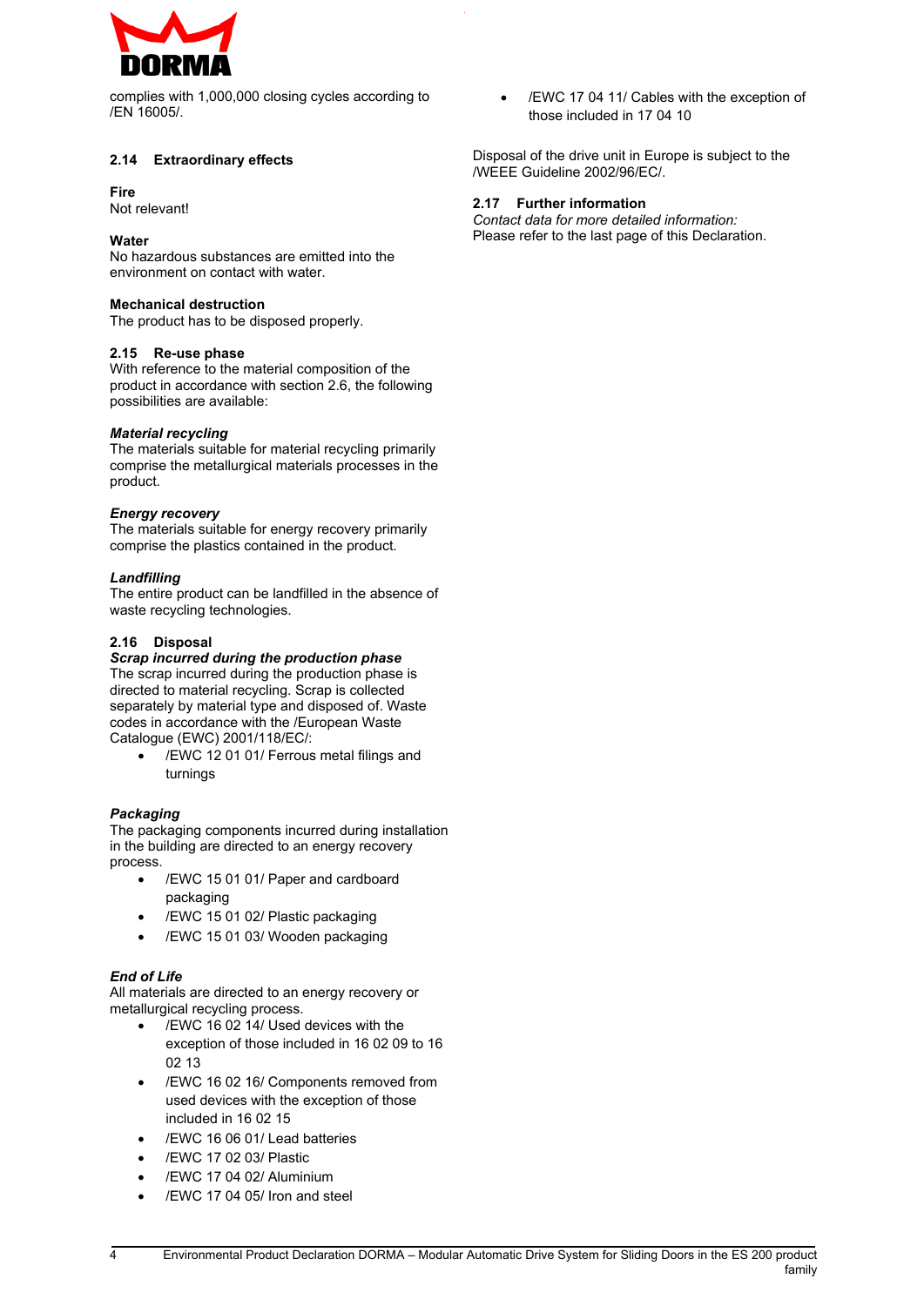complies with 1,000,000 closing cycles according to /EN 16005/.

### 2.14 Extraordinary effects

**Fire**
Not relevant!

**Water**
No hazardous substances are emitted into the environment on contact with water.

**Mechanical destruction**
The product has to be disposed properly.

### 2.15 Re-use phase

With reference to the material composition of the product in accordance with section 2.6, the following possibilities are available:

***Material recycling***
The materials suitable for material recycling primarily comprise the metallurgical materials processes in the product.

***Energy recovery***
The materials suitable for energy recovery primarily comprise the plastics contained in the product.

***Landfilling***
The entire product can be landfilled in the absence of waste recycling technologies.

### 2.16 Disposal

***Scrap incurred during the production phase***
The scrap incurred during the production phase is directed to material recycling. Scrap is collected separately by material type and disposed of. Waste codes in accordance with the /European Waste Catalogue (EWC) 2001/118/EC/:

- /EWC 12 01 01/ Ferrous metal filings and turnings

***Packaging***
The packaging components incurred during installation in the building are directed to an energy recovery process.

- /EWC 15 01 01/ Paper and cardboard packaging
- /EWC 15 01 02/ Plastic packaging
- /EWC 15 01 03/ Wooden packaging

***End of Life***
All materials are directed to an energy recovery or metallurgical recycling process.

- /EWC 16 02 14/ Used devices with the exception of those included in 16 02 09 to 16 02 13
- /EWC 16 02 16/ Components removed from used devices with the exception of those included in 16 02 15
- /EWC 16 06 01/ Lead batteries
- /EWC 17 02 03/ Plastic
- /EWC 17 04 02/ Aluminium
- /EWC 17 04 05/ Iron and steel
- /EWC 17 04 11/ Cables with the exception of those included in 17 04 10

Disposal of the drive unit in Europe is subject to the /WEEE Guideline 2002/96/EC/.

### 2.17 Further information

*Contact data for more detailed information:*
Please refer to the last page of this Declaration.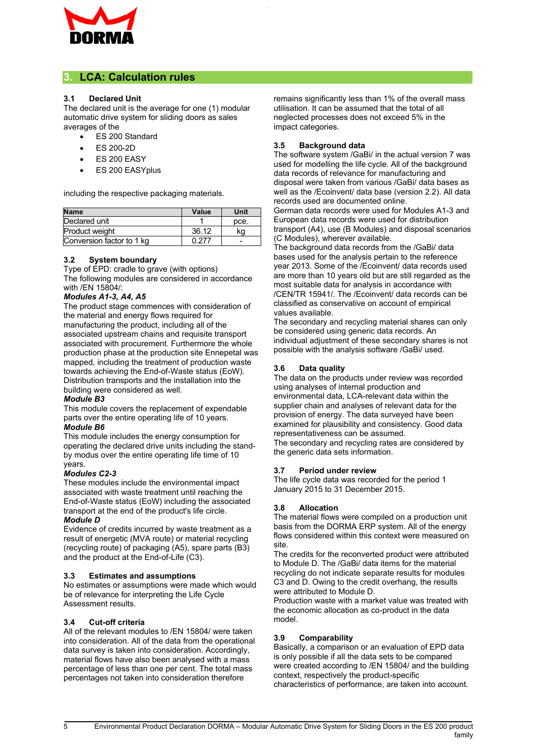## 3. LCA: Calculation rules

### 3.1 Declared Unit

The declared unit is the average for one (1) modular automatic drive system for sliding doors as sales averages of the

- ES 200 Standard
- ES 200-2D
- ES 200 EASY
- ES 200 EASYplus

including the respective packaging materials.

| Name | Value | Unit |
|---|---|---|
| Declared unit | 1 | pce. |
| Product weight | 36.12 | kg |
| Conversion factor to 1 kg | 0.277 | - |

### 3.2 System boundary

Type of EPD: cradle to grave (with options)

The following modules are considered in accordance with /EN 15804/:

***Modules A1-3, A4, A5***

The product stage commences with consideration of the material and energy flows required for manufacturing the product, including all of the associated upstream chains and requisite transport associated with procurement. Furthermore the whole production phase at the production site Ennepetal was mapped, including the treatment of production waste towards achieving the End-of-Waste status (EoW). Distribution transports and the installation into the building were considered as well.

***Module B3***

This module covers the replacement of expendable parts over the entire operating life of 10 years.

***Module B6***

This module includes the energy consumption for operating the declared drive units including the stand-by modus over the entire operating life time of 10 years.

***Modules C2-3***

These modules include the environmental impact associated with waste treatment until reaching the End-of-Waste status (EoW) including the associated transport at the end of the product's life circle.

***Module D***

Evidence of credits incurred by waste treatment as a result of energetic (MVA route) or material recycling (recycling route) of packaging (A5), spare parts (B3) and the product at the End-of-Life (C3).

### 3.3 Estimates and assumptions

No estimates or assumptions were made which would be of relevance for interpreting the Life Cycle Assessment results.

### 3.4 Cut-off criteria

All of the relevant modules to /EN 15804/ were taken into consideration. All of the data from the operational data survey is taken into consideration. Accordingly, material flows have also been analysed with a mass percentage of less than one per cent. The total mass percentages not taken into consideration therefore remains significantly less than 1% of the overall mass utilisation. It can be assumed that the total of all neglected processes does not exceed 5% in the impact categories.

### 3.5 Background data

The software system /GaBi/ in the actual version 7 was used for modelling the life cycle. All of the background data records of relevance for manufacturing and disposal were taken from various /GaBi/ data bases as well as the /Ecoinvent/ data base (version 2.2). All data records used are documented online.

German data records were used for Modules A1-3 and European data records were used for distribution transport (A4), use (B Modules) and disposal scenarios (C Modules), wherever available.

The background data records from the /GaBi/ data bases used for the analysis pertain to the reference year 2013. Some of the /Ecoinvent/ data records used are more than 10 years old but are still regarded as the most suitable data for analysis in accordance with /CEN/TR 15941/. The /Ecoinvent/ data records can be classified as conservative on account of empirical values available.

The secondary and recycling material shares can only be considered using generic data records. An individual adjustment of these secondary shares is not possible with the analysis software /GaBi/ used.

### 3.6 Data quality

The data on the products under review was recorded using analyses of internal production and environmental data, LCA-relevant data within the supplier chain and analyses of relevant data for the provision of energy. The data surveyed have been examined for plausibility and consistency. Good data representativeness can be assumed.

The secondary and recycling rates are considered by the generic data sets information.

### 3.7 Period under review

The life cycle data was recorded for the period 1 January 2015 to 31 December 2015.

### 3.8 Allocation

The material flows were compiled on a production unit basis from the DORMA ERP system. All of the energy flows considered within this context were measured on site.

The credits for the reconverted product were attributed to Module D. The /GaBi/ data items for the material recycling do not indicate separate results for modules C3 and D. Owing to the credit overhang, the results were attributed to Module D.

Production waste with a market value was treated with the economic allocation as co-product in the data model.

### 3.9 Comparability

Basically, a comparison or an evaluation of EPD data is only possible if all the data sets to be compared were created according to /EN 15804/ and the building context, respectively the product-specific characteristics of performance, are taken into account.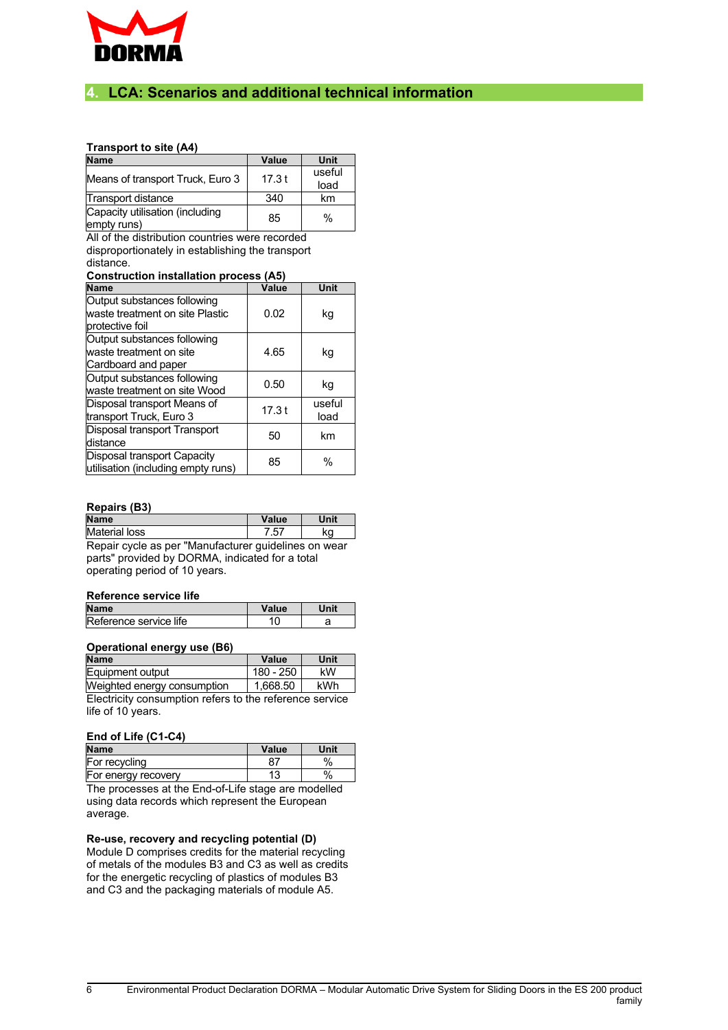## 4. LCA: Scenarios and additional technical information

### Transport to site (A4)

| Name | Value | Unit |
|---|---|---|
| Means of transport Truck, Euro 3 | 17.3 t | useful load |
| Transport distance | 340 | km |
| Capacity utilisation (including empty runs) | 85 | % |

All of the distribution countries were recorded disproportionately in establishing the transport distance.

### Construction installation process (A5)

| Name | Value | Unit |
|---|---|---|
| Output substances following waste treatment on site Plastic protective foil | 0.02 | kg |
| Output substances following waste treatment on site Cardboard and paper | 4.65 | kg |
| Output substances following waste treatment on site Wood | 0.50 | kg |
| Disposal transport Means of transport Truck, Euro 3 | 17.3 t | useful load |
| Disposal transport Transport distance | 50 | km |
| Disposal transport Capacity utilisation (including empty runs) | 85 | % |

### Repairs (B3)

| Name | Value | Unit |
|---|---|---|
| Material loss | 7.57 | kg |

Repair cycle as per "Manufacturer guidelines on wear parts" provided by DORMA, indicated for a total operating period of 10 years.

### Reference service life

| Name | Value | Unit |
|---|---|---|
| Reference service life | 10 | a |

### Operational energy use (B6)

| Name | Value | Unit |
|---|---|---|
| Equipment output | 180 - 250 | kW |
| Weighted energy consumption | 1,668.50 | kWh |

Electricity consumption refers to the reference service life of 10 years.

### End of Life (C1-C4)

| Name | Value | Unit |
|---|---|---|
| For recycling | 87 | % |
| For energy recovery | 13 | % |

The processes at the End-of-Life stage are modelled using data records which represent the European average.

### Re-use, recovery and recycling potential (D)

Module D comprises credits for the material recycling of metals of the modules B3 and C3 as well as credits for the energetic recycling of plastics of modules B3 and C3 and the packaging materials of module A5.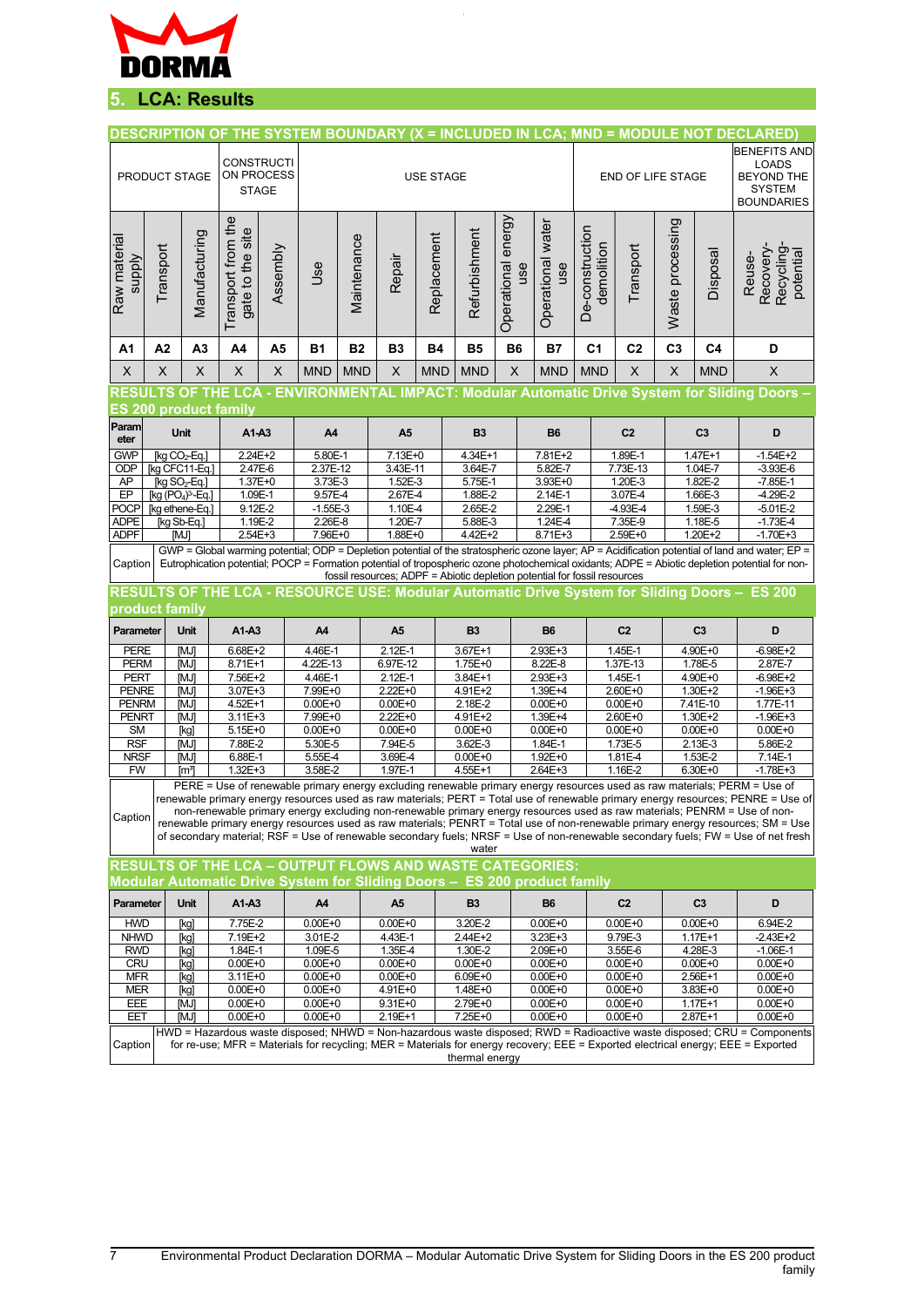## 5. LCA: Results

**DESCRIPTION OF THE SYSTEM BOUNDARY (X = INCLUDED IN LCA; MND = MODULE NOT DECLARED)**

| PRODUCT STAGE | | | CONSTRUCTION PROCESS STAGE | | USE STAGE | | | | | | | END OF LIFE STAGE | | | | BENEFITS AND LOADS BEYOND THE SYSTEM BOUNDARIES |
|---|---|---|---|---|---|---|---|---|---|---|---|---|---|---|---|---|
| Raw material supply | Transport | Manufacturing | Transport from the gate to the site | Assembly | Use | Maintenance | Repair | Replacement | Refurbishment | Operational energy use | Operational water use | De-construction demolition | Transport | Waste processing | Disposal | Reuse-Recovery-Recycling-potential |
| A1 | A2 | A3 | A4 | A5 | B1 | B2 | B3 | B4 | B5 | B6 | B7 | C1 | C2 | C3 | C4 | D |
| X | X | X | X | X | MND | MND | X | MND | MND | X | MND | MND | X | X | MND | X |

**RESULTS OF THE LCA - ENVIRONMENTAL IMPACT: Modular Automatic Drive System for Sliding Doors – ES 200 product family**

| Parameter | Unit | A1-A3 | A4 | A5 | B3 | B6 | C2 | C3 | D |
|---|---|---|---|---|---|---|---|---|---|
| GWP | [kg $CO_2$-Eq.] | 2.24E+2 | 5.80E-1 | 7.13E+0 | 4.34E+1 | 7.81E+2 | 1.89E-1 | 1.47E+1 | -1.54E+2 |
| ODP | [kg CFC11-Eq.] | 2.47E-6 | 2.37E-12 | 3.43E-11 | 3.64E-7 | 5.82E-7 | 7.73E-13 | 1.04E-7 | -3.93E-6 |
| AP | [kg $SO_2$-Eq.] | 1.37E+0 | 3.73E-3 | 1.52E-3 | 5.75E-1 | 3.93E+0 | 1.20E-3 | 1.82E-2 | -7.85E-1 |
| EP | [kg $(PO_4)^{3-}$-Eq.] | 1.09E-1 | 9.57E-4 | 2.67E-4 | 1.88E-2 | 2.14E-1 | 3.07E-4 | 1.66E-3 | -4.29E-2 |
| POCP | [kg ethene-Eq.] | 9.12E-2 | -1.55E-3 | 1.10E-4 | 2.65E-2 | 2.29E-1 | -4.93E-4 | 1.59E-3 | -5.01E-2 |
| ADPE | [kg Sb-Eq.] | 1.19E-2 | 2.26E-8 | 1.20E-7 | 5.88E-3 | 1.24E-4 | 7.35E-9 | 1.18E-5 | -1.73E-4 |
| ADPF | [MJ] | 2.54E+3 | 7.96E+0 | 1.88E+0 | 4.42E+2 | 8.71E+3 | 2.59E+0 | 1.20E+2 | -1.70E+3 |

Caption: GWP = Global warming potential; ODP = Depletion potential of the stratospheric ozone layer; AP = Acidification potential of land and water; EP = Eutrophication potential; POCP = Formation potential of tropospheric ozone photochemical oxidants; ADPE = Abiotic depletion potential for non-fossil resources; ADPF = Abiotic depletion potential for fossil resources

**RESULTS OF THE LCA - RESOURCE USE: Modular Automatic Drive System for Sliding Doors – ES 200 product family**

| Parameter | Unit | A1-A3 | A4 | A5 | B3 | B6 | C2 | C3 | D |
|---|---|---|---|---|---|---|---|---|---|
| PERE | [MJ] | 6.68E+2 | 4.46E-1 | 2.12E-1 | 3.67E+1 | 2.93E+3 | 1.45E-1 | 4.90E+0 | -6.98E+2 |
| PERM | [MJ] | 8.71E+1 | 4.22E-13 | 6.97E-12 | 1.75E+0 | 8.22E-8 | 1.37E-13 | 1.78E-5 | 2.87E-7 |
| PERT | [MJ] | 7.56E+2 | 4.46E-1 | 2.12E-1 | 3.84E+1 | 2.93E+3 | 1.45E-1 | 4.90E+0 | -6.98E+2 |
| PENRE | [MJ] | 3.07E+3 | 7.99E+0 | 2.22E+0 | 4.91E+2 | 1.39E+4 | 2.60E+0 | 1.30E+2 | -1.96E+3 |
| PENRM | [MJ] | 4.52E+1 | 0.00E+0 | 0.00E+0 | 2.18E-2 | 0.00E+0 | 0.00E+0 | 7.41E-10 | 1.77E-11 |
| PENRT | [MJ] | 3.11E+3 | 7.99E+0 | 2.22E+0 | 4.91E+2 | 1.39E+4 | 2.60E+0 | 1.30E+2 | -1.96E+3 |
| SM | [kg] | 5.15E+0 | 0.00E+0 | 0.00E+0 | 0.00E+0 | 0.00E+0 | 0.00E+0 | 0.00E+0 | 0.00E+0 |
| RSF | [MJ] | 7.88E-2 | 5.30E-5 | 7.94E-5 | 3.62E-3 | 1.84E-1 | 1.73E-5 | 2.13E-3 | 5.86E-2 |
| NRSF | [MJ] | 6.88E-1 | 5.55E-4 | 3.69E-4 | 0.00E+0 | 1.92E+0 | 1.81E-4 | 1.53E-2 | 7.14E-1 |
| FW | [m³] | 1.32E+3 | 3.58E-2 | 1.97E-1 | 4.55E+1 | 2.64E+3 | 1.16E-2 | 6.30E+0 | -1.78E+3 |

Caption: PERE = Use of renewable primary energy excluding renewable primary energy resources used as raw materials; PERM = Use of renewable primary energy resources used as raw materials; PERT = Total use of renewable primary energy resources; PENRE = Use of non-renewable primary energy excluding non-renewable primary energy resources used as raw materials; PENRM = Use of non-renewable primary energy resources used as raw materials; PENRT = Total use of non-renewable primary energy resources; SM = Use of secondary material; RSF = Use of renewable secondary fuels; NRSF = Use of non-renewable secondary fuels; FW = Use of net fresh water

**RESULTS OF THE LCA – OUTPUT FLOWS AND WASTE CATEGORIES: Modular Automatic Drive System for Sliding Doors – ES 200 product family**

| Parameter | Unit | A1-A3 | A4 | A5 | B3 | B6 | C2 | C3 | D |
|---|---|---|---|---|---|---|---|---|---|
| HWD | [kg] | 7.75E-2 | 0.00E+0 | 0.00E+0 | 3.20E-2 | 0.00E+0 | 0.00E+0 | 0.00E+0 | 6.94E-2 |
| NHWD | [kg] | 7.19E+2 | 3.01E-2 | 4.43E-1 | 2.44E+2 | 3.23E+3 | 9.79E-3 | 1.17E+1 | -2.43E+2 |
| RWD | [kg] | 1.84E-1 | 1.09E-5 | 1.35E-4 | 1.30E-2 | 2.09E+0 | 3.55E-6 | 4.28E-3 | -1.06E-1 |
| CRU | [kg] | 0.00E+0 | 0.00E+0 | 0.00E+0 | 0.00E+0 | 0.00E+0 | 0.00E+0 | 0.00E+0 | 0.00E+0 |
| MFR | [kg] | 3.11E+0 | 0.00E+0 | 0.00E+0 | 6.09E+0 | 0.00E+0 | 0.00E+0 | 2.56E+1 | 0.00E+0 |
| MER | [kg] | 0.00E+0 | 0.00E+0 | 4.91E+0 | 1.48E+0 | 0.00E+0 | 0.00E+0 | 3.83E+0 | 0.00E+0 |
| EEE | [MJ] | 0.00E+0 | 0.00E+0 | 9.31E+0 | 2.79E+0 | 0.00E+0 | 0.00E+0 | 1.17E+1 | 0.00E+0 |
| EET | [MJ] | 0.00E+0 | 0.00E+0 | 2.19E+1 | 7.25E+0 | 0.00E+0 | 0.00E+0 | 2.87E+1 | 0.00E+0 |

Caption: HWD = Hazardous waste disposed; NHWD = Non-hazardous waste disposed; RWD = Radioactive waste disposed; CRU = Components for re-use; MFR = Materials for recycling; MER = Materials for energy recovery; EEE = Exported electrical energy; EEE = Exported thermal energy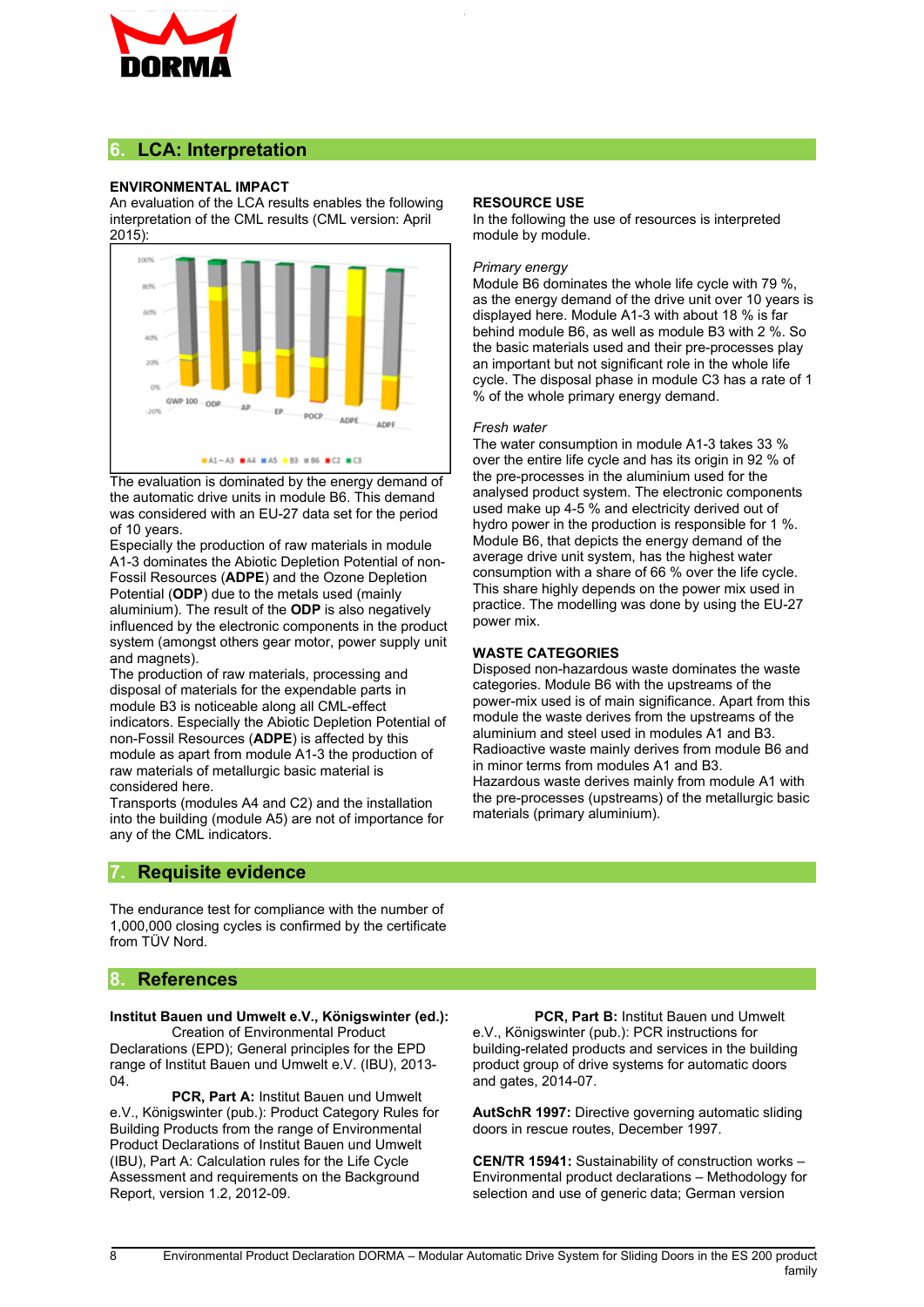## 6. LCA: Interpretation

### ENVIRONMENTAL IMPACT

An evaluation of the LCA results enables the following interpretation of the CML results (CML version: April 2015):

The evaluation is dominated by the energy demand of the automatic drive units in module B6. This demand was considered with an EU-27 data set for the period of 10 years.

Especially the production of raw materials in module A1-3 dominates the Abiotic Depletion Potential of non-Fossil Resources (**ADPE**) and the Ozone Depletion Potential (**ODP**) due to the metals used (mainly aluminium). The result of the **ODP** is also negatively influenced by the electronic components in the product system (amongst others gear motor, power supply unit and magnets).

The production of raw materials, processing and disposal of materials for the expendable parts in module B3 is noticeable along all CML-effect indicators. Especially the Abiotic Depletion Potential of non-Fossil Resources (**ADPE**) is affected by this module as apart from module A1-3 the production of raw materials of metallurgic basic material is considered here.

Transports (modules A4 and C2) and the installation into the building (module A5) are not of importance for any of the CML indicators.

### RESOURCE USE

In the following the use of resources is interpreted module by module.

*Primary energy*

Module B6 dominates the whole life cycle with 79 %, as the energy demand of the drive unit over 10 years is displayed here. Module A1-3 with about 18 % is far behind module B6, as well as module B3 with 2 %. So the basic materials used and their pre-processes play an important but not significant role in the whole life cycle. The disposal phase in module C3 has a rate of 1 % of the whole primary energy demand.

*Fresh water*

The water consumption in module A1-3 takes 33 % over the entire life cycle and has its origin in 92 % of the pre-processes in the aluminium used for the analysed product system. The electronic components used make up 4-5 % and electricity derived out of hydro power in the production is responsible for 1 %. Module B6, that depicts the energy demand of the average drive unit system, has the highest water consumption with a share of 66 % over the life cycle. This share highly depends on the power mix used in practice. The modelling was done by using the EU-27 power mix.

### WASTE CATEGORIES

Disposed non-hazardous waste dominates the waste categories. Module B6 with the upstreams of the power-mix used is of main significance. Apart from this module the waste derives from the upstreams of the aluminium and steel used in modules A1 and B3.

Radioactive waste mainly derives from module B6 and in minor terms from modules A1 and B3.

Hazardous waste derives mainly from module A1 with the pre-processes (upstreams) of the metallurgic basic materials (primary aluminium).

## 7. Requisite evidence

The endurance test for compliance with the number of 1,000,000 closing cycles is confirmed by the certificate from TÜV Nord.

## 8. References

**Institut Bauen und Umwelt e.V., Königswinter (ed.):** Creation of Environmental Product Declarations (EPD); General principles for the EPD range of Institut Bauen und Umwelt e.V. (IBU), 2013-04.

**PCR, Part A:** Institut Bauen und Umwelt e.V., Königswinter (pub.): Product Category Rules for Building Products from the range of Environmental Product Declarations of Institut Bauen und Umwelt (IBU), Part A: Calculation rules for the Life Cycle Assessment and requirements on the Background Report, version 1.2, 2012-09.

**PCR, Part B:** Institut Bauen und Umwelt e.V., Königswinter (pub.): PCR instructions for building-related products and services in the building product group of drive systems for automatic doors and gates, 2014-07.

**AutSchR 1997:** Directive governing automatic sliding doors in rescue routes, December 1997.

**CEN/TR 15941:** Sustainability of construction works – Environmental product declarations – Methodology for selection and use of generic data; German version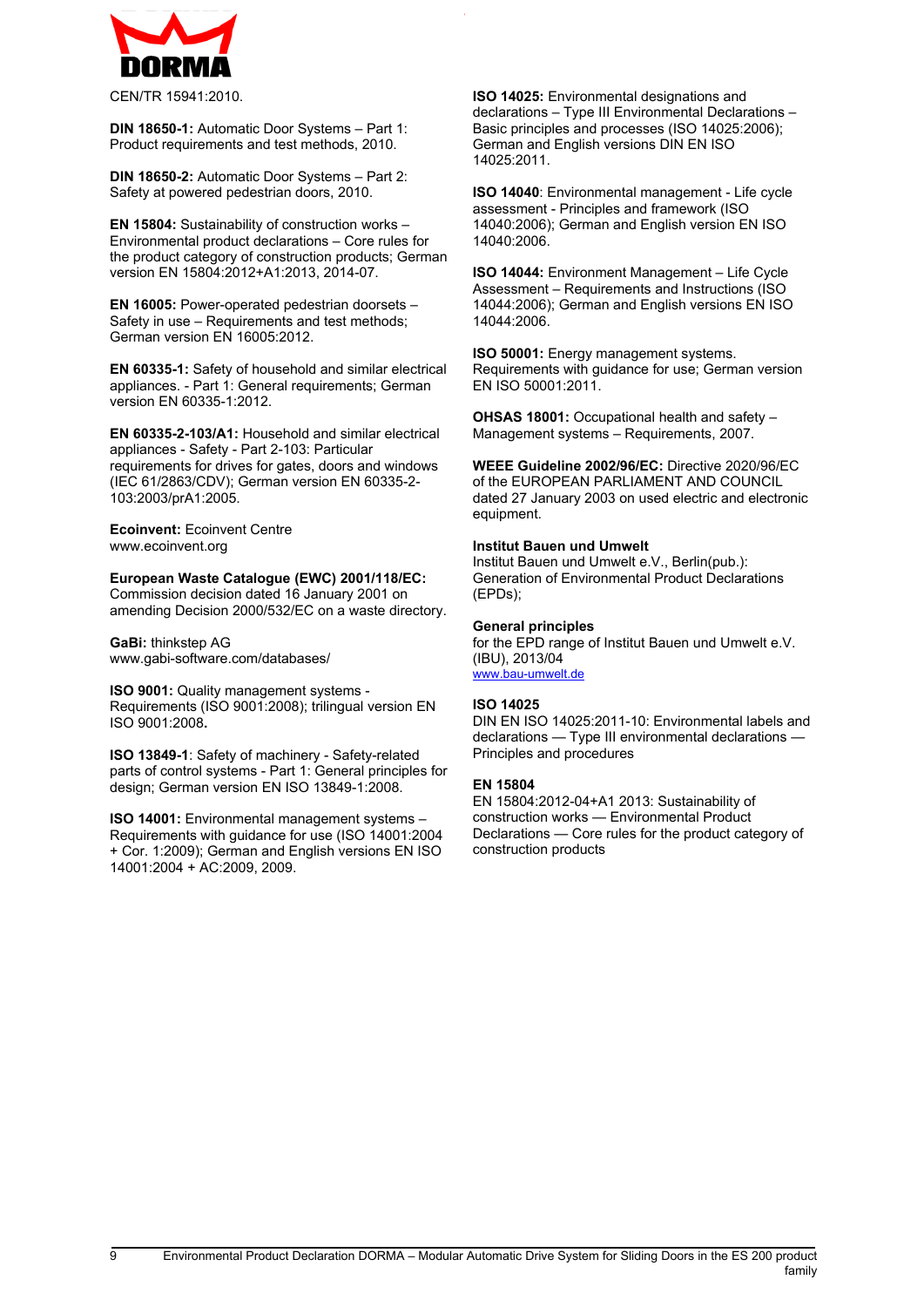CEN/TR 15941:2010.

**DIN 18650-1:** Automatic Door Systems – Part 1: Product requirements and test methods, 2010.

**DIN 18650-2:** Automatic Door Systems – Part 2: Safety at powered pedestrian doors, 2010.

**EN 15804:** Sustainability of construction works – Environmental product declarations – Core rules for the product category of construction products; German version EN 15804:2012+A1:2013, 2014-07.

**EN 16005:** Power-operated pedestrian doorsets – Safety in use – Requirements and test methods; German version EN 16005:2012.

**EN 60335-1:** Safety of household and similar electrical appliances. - Part 1: General requirements; German version EN 60335-1:2012.

**EN 60335-2-103/A1:** Household and similar electrical appliances - Safety - Part 2-103: Particular requirements for drives for gates, doors and windows (IEC 61/2863/CDV); German version EN 60335-2-103:2003/prA1:2005.

**Ecoinvent:** Ecoinvent Centre
www.ecoinvent.org

**European Waste Catalogue (EWC) 2001/118/EC:** Commission decision dated 16 January 2001 on amending Decision 2000/532/EC on a waste directory.

**GaBi:** thinkstep AG
www.gabi-software.com/databases/

**ISO 9001:** Quality management systems - Requirements (ISO 9001:2008); trilingual version EN ISO 9001:2008**.**

**ISO 13849-1**: Safety of machinery - Safety-related parts of control systems - Part 1: General principles for design; German version EN ISO 13849-1:2008.

**ISO 14001:** Environmental management systems – Requirements with guidance for use (ISO 14001:2004 + Cor. 1:2009); German and English versions EN ISO 14001:2004 + AC:2009, 2009.

**ISO 14025:** Environmental designations and declarations – Type III Environmental Declarations – Basic principles and processes (ISO 14025:2006); German and English versions DIN EN ISO 14025:2011.

**ISO 14040**: Environmental management - Life cycle assessment - Principles and framework (ISO 14040:2006); German and English version EN ISO 14040:2006.

**ISO 14044:** Environment Management – Life Cycle Assessment – Requirements and Instructions (ISO 14044:2006); German and English versions EN ISO 14044:2006.

**ISO 50001:** Energy management systems. Requirements with guidance for use; German version EN ISO 50001:2011.

**OHSAS 18001:** Occupational health and safety – Management systems – Requirements, 2007.

**WEEE Guideline 2002/96/EC:** Directive 2020/96/EC of the EUROPEAN PARLIAMENT AND COUNCIL dated 27 January 2003 on used electric and electronic equipment.

**Institut Bauen und Umwelt**
Institut Bauen und Umwelt e.V., Berlin(pub.): Generation of Environmental Product Declarations (EPDs);

**General principles**
for the EPD range of Institut Bauen und Umwelt e.V. (IBU), 2013/04
www.bau-umwelt.de

**ISO 14025**
DIN EN ISO 14025:2011-10: Environmental labels and declarations — Type III environmental declarations — Principles and procedures

**EN 15804**
EN 15804:2012-04+A1 2013: Sustainability of construction works — Environmental Product Declarations — Core rules for the product category of construction products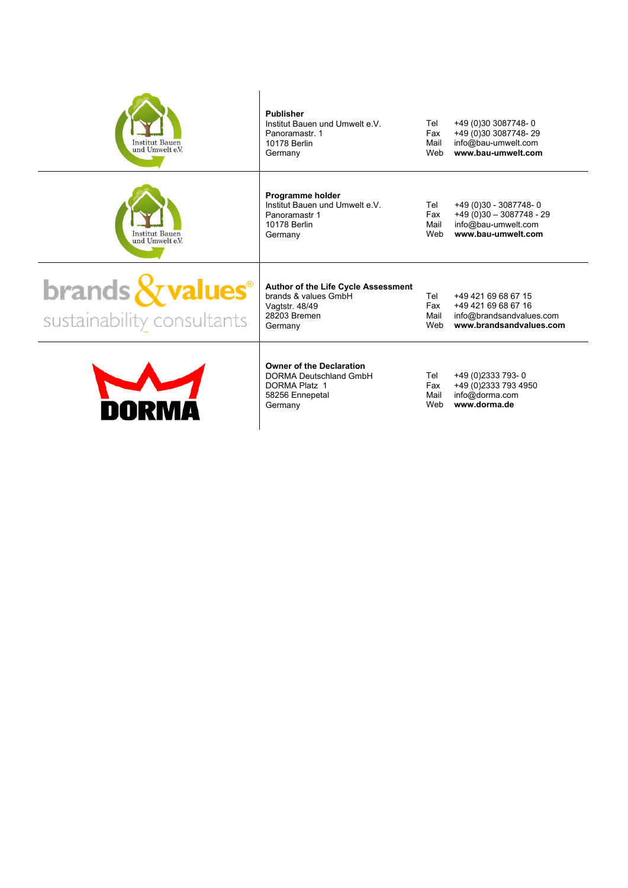**Publisher**
Institut Bauen und Umwelt e.V.
Panoramastr. 1
10178 Berlin
Germany

| | |
|---|---|
| Tel | +49 (0)30 3087748- 0 |
| Fax | +49 (0)30 3087748- 29 |
| Mail | info@bau-umwelt.com |
| Web | **www.bau-umwelt.com** |

**Programme holder**
Institut Bauen und Umwelt e.V.
Panoramastr 1
10178 Berlin
Germany

| | |
|---|---|
| Tel | +49 (0)30 - 3087748- 0 |
| Fax | +49 (0)30 – 3087748 - 29 |
| Mail | info@bau-umwelt.com |
| Web | **www.bau-umwelt.com** |

**Author of the Life Cycle Assessment**
brands & values GmbH
Vagtstr. 48/49
28203 Bremen
Germany

| | |
|---|---|
| Tel | +49 421 69 68 67 15 |
| Fax | +49 421 69 68 67 16 |
| Mail | info@brandsandvalues.com |
| Web | **www.brandsandvalues.com** |

**Owner of the Declaration**
DORMA Deutschland GmbH
DORMA Platz 1
58256 Ennepetal
Germany

| | |
|---|---|
| Tel | +49 (0)2333 793- 0 |
| Fax | +49 (0)2333 793 4950 |
| Mail | info@dorma.com |
| Web | **www.dorma.de** |